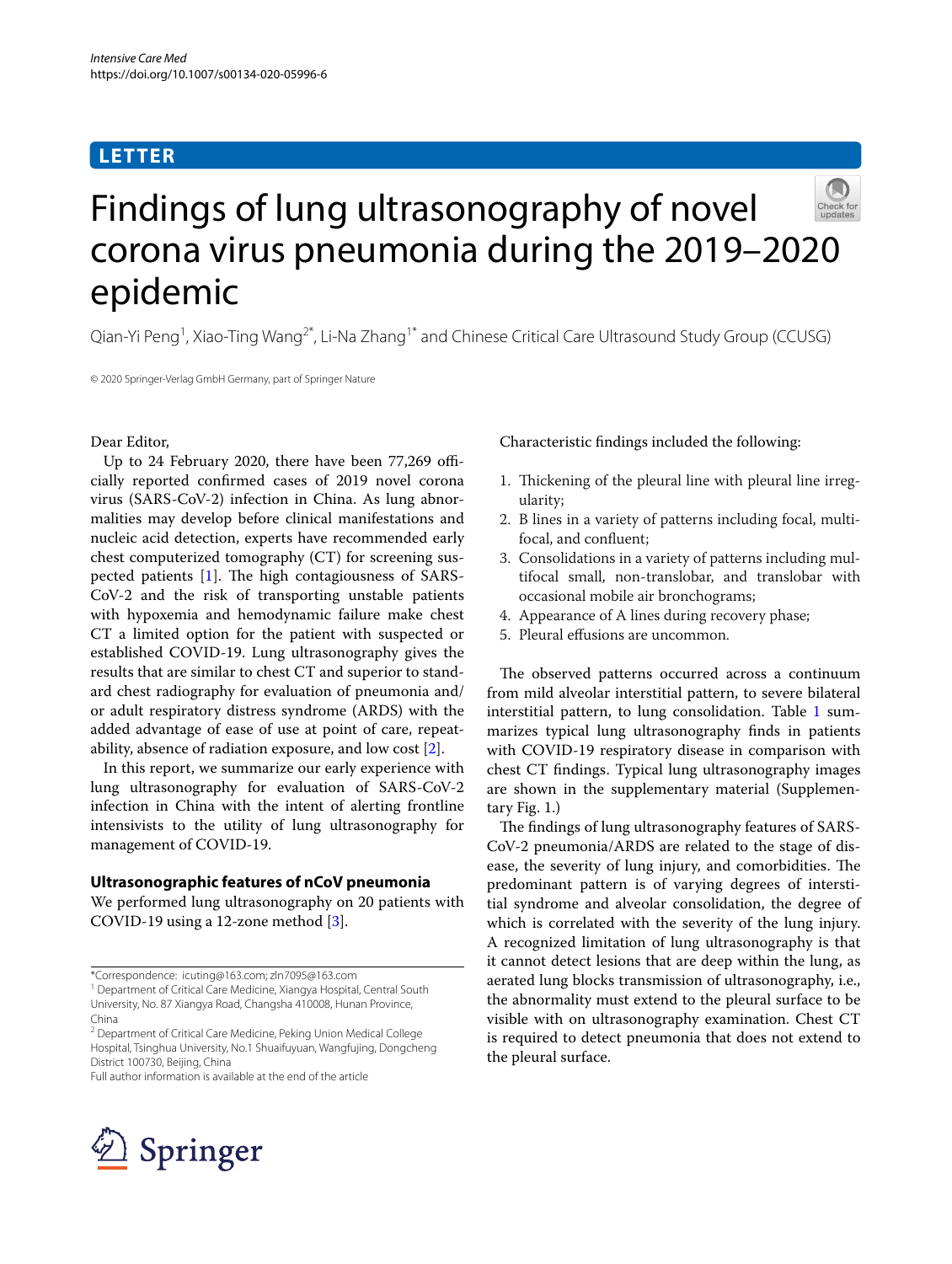**LETTER**

# Findings of lung ultrasonography of novel corona virus pneumonia during the 2019–2020 epidemic

Qian-Yi Peng[1], Xiao-Ting Wang[2*], Li-Na Zhang[1*] and Chinese Critical Care Ultrasound Study Group (CCUSG)

© 2020 Springer-Verlag GmbH Germany, part of Springer Nature

Dear Editor,

Up to 24 February 2020, there have been 77,269 officially reported confirmed cases of 2019 novel corona virus (SARS-CoV-2) infection in China. As lung abnormalities may develop before clinical manifestations and nucleic acid detection, experts have recommended early chest computerized tomography (CT) for screening suspected patients [1]. The high contagiousness of SARS-CoV-2 and the risk of transporting unstable patients with hypoxemia and hemodynamic failure make chest CT a limited option for the patient with suspected or established COVID-19. Lung ultrasonography gives the results that are similar to chest CT and superior to standard chest radiography for evaluation of pneumonia and/or adult respiratory distress syndrome (ARDS) with the added advantage of ease of use at point of care, repeatability, absence of radiation exposure, and low cost [2].

In this report, we summarize our early experience with lung ultrasonography for evaluation of SARS-CoV-2 infection in China with the intent of alerting frontline intensivists to the utility of lung ultrasonography for management of COVID-19.

## Ultrasonographic features of nCoV pneumonia

We performed lung ultrasonography on 20 patients with COVID-19 using a 12-zone method [3].

Characteristic findings included the following:

1. Thickening of the pleural line with pleural line irregularity;
2. B lines in a variety of patterns including focal, multifocal, and confluent;
3. Consolidations in a variety of patterns including multifocal small, non-translobar, and translobar with occasional mobile air bronchograms;
4. Appearance of A lines during recovery phase;
5. Pleural effusions are uncommon.

The observed patterns occurred across a continuum from mild alveolar interstitial pattern, to severe bilateral interstitial pattern, to lung consolidation. Table 1 summarizes typical lung ultrasonography finds in patients with COVID-19 respiratory disease in comparison with chest CT findings. Typical lung ultrasonography images are shown in the supplementary material (Supplementary Fig. 1.)

The findings of lung ultrasonography features of SARS-CoV-2 pneumonia/ARDS are related to the stage of disease, the severity of lung injury, and comorbidities. The predominant pattern is of varying degrees of interstitial syndrome and alveolar consolidation, the degree of which is correlated with the severity of the lung injury. A recognized limitation of lung ultrasonography is that it cannot detect lesions that are deep within the lung, as aerated lung blocks transmission of ultrasonography, i.e., the abnormality must extend to the pleural surface to be visible with on ultrasonography examination. Chest CT is required to detect pneumonia that does not extend to the pleural surface.

*Correspondence: icuting@163.com; zln7095@163.com

[1] Department of Critical Care Medicine, Xiangya Hospital, Central South University, No. 87 Xiangya Road, Changsha 410008, Hunan Province, China

[2] Department of Critical Care Medicine, Peking Union Medical College Hospital, Tsinghua University, No.1 Shuaifuyuan, Wangfujing, Dongcheng District 100730, Beijing, China

Full author information is available at the end of the article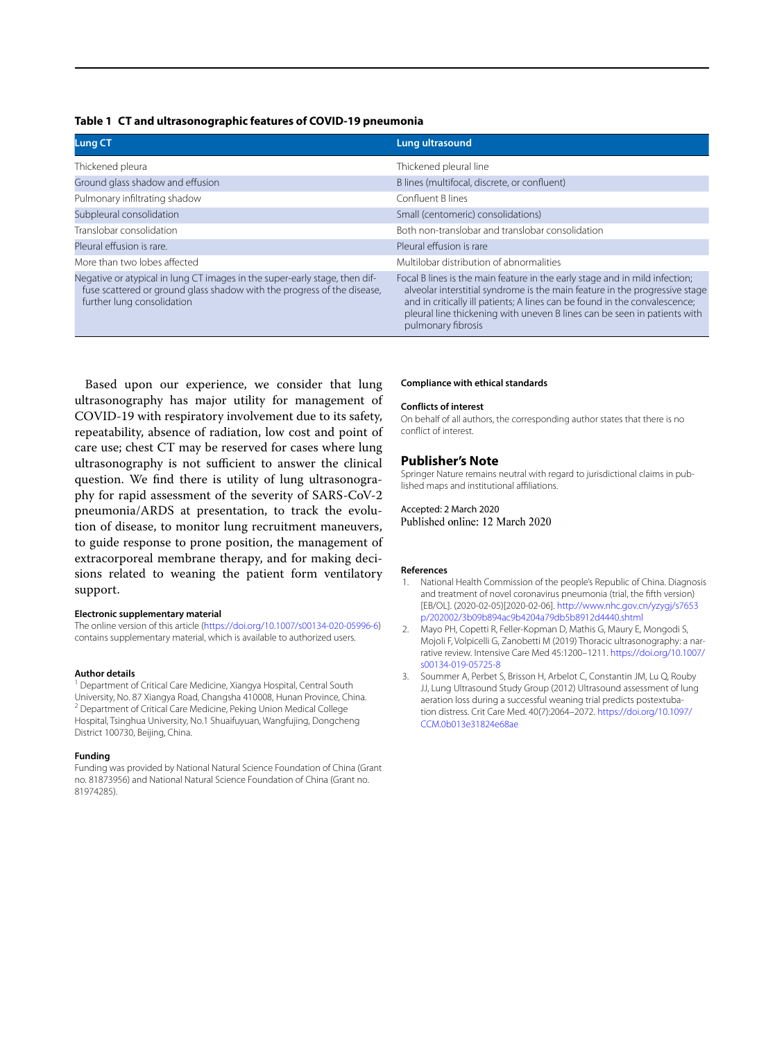**Table 1 CT and ultrasonographic features of COVID-19 pneumonia**

| Lung CT | Lung ultrasound |
|---|---|
| Thickened pleura | Thickened pleural line |
| Ground glass shadow and effusion | B lines (multifocal, discrete, or confluent) |
| Pulmonary infiltrating shadow | Confluent B lines |
| Subpleural consolidation | Small (centomeric) consolidations) |
| Translobar consolidation | Both non-translobar and translobar consolidation |
| Pleural effusion is rare. | Pleural effusion is rare |
| More than two lobes affected | Multilobar distribution of abnormalities |
| Negative or atypical in lung CT images in the super-early stage, then diffuse scattered or ground glass shadow with the progress of the disease, further lung consolidation | Focal B lines is the main feature in the early stage and in mild infection; alveolar interstitial syndrome is the main feature in the progressive stage and in critically ill patients; A lines can be found in the convalescence; pleural line thickening with uneven B lines can be seen in patients with pulmonary fibrosis |

Based upon our experience, we consider that lung ultrasonography has major utility for management of COVID-19 with respiratory involvement due to its safety, repeatability, absence of radiation, low cost and point of care use; chest CT may be reserved for cases where lung ultrasonography is not sufficient to answer the clinical question. We find there is utility of lung ultrasonography for rapid assessment of the severity of SARS-CoV-2 pneumonia/ARDS at presentation, to track the evolution of disease, to monitor lung recruitment maneuvers, to guide response to prone position, the management of extracorporeal membrane therapy, and for making decisions related to weaning the patient form ventilatory support.

**Electronic supplementary material**

The online version of this article (https://doi.org/10.1007/s00134-020-05996-6) contains supplementary material, which is available to authorized users.

**Author details**

[1] Department of Critical Care Medicine, Xiangya Hospital, Central South University, No. 87 Xiangya Road, Changsha 410008, Hunan Province, China. [2] Department of Critical Care Medicine, Peking Union Medical College Hospital, Tsinghua University, No.1 Shuaifuyuan, Wangfujing, Dongcheng District 100730, Beijing, China.

**Funding**

Funding was provided by National Natural Science Foundation of China (Grant no. 81873956) and National Natural Science Foundation of China (Grant no. 81974285).

**Compliance with ethical standards**

**Conflicts of interest**

On behalf of all authors, the corresponding author states that there is no conflict of interest.

## Publisher's Note

Springer Nature remains neutral with regard to jurisdictional claims in published maps and institutional affiliations.

Accepted: 2 March 2020
Published online: 12 March 2020

**References**

1. National Health Commission of the people's Republic of China. Diagnosis and treatment of novel coronavirus pneumonia (trial, the fifth version) [EB/OL]. (2020-02-05)[2020-02-06]. http://www.nhc.gov.cn/yzygj/s7653p/202002/3b09b894ac9b4204a79db5b8912d4440.shtml
2. Mayo PH, Copetti R, Feller-Kopman D, Mathis G, Maury E, Mongodi S, Mojoli F, Volpicelli G, Zanobetti M (2019) Thoracic ultrasonography: a narrative review. Intensive Care Med 45:1200–1211. https://doi.org/10.1007/s00134-019-05725-8
3. Soummer A, Perbet S, Brisson H, Arbelot C, Constantin JM, Lu Q, Rouby JJ, Lung Ultrasound Study Group (2012) Ultrasound assessment of lung aeration loss during a successful weaning trial predicts postextubation distress. Crit Care Med. 40(7):2064–2072. https://doi.org/10.1097/CCM.0b013e31824e68ae